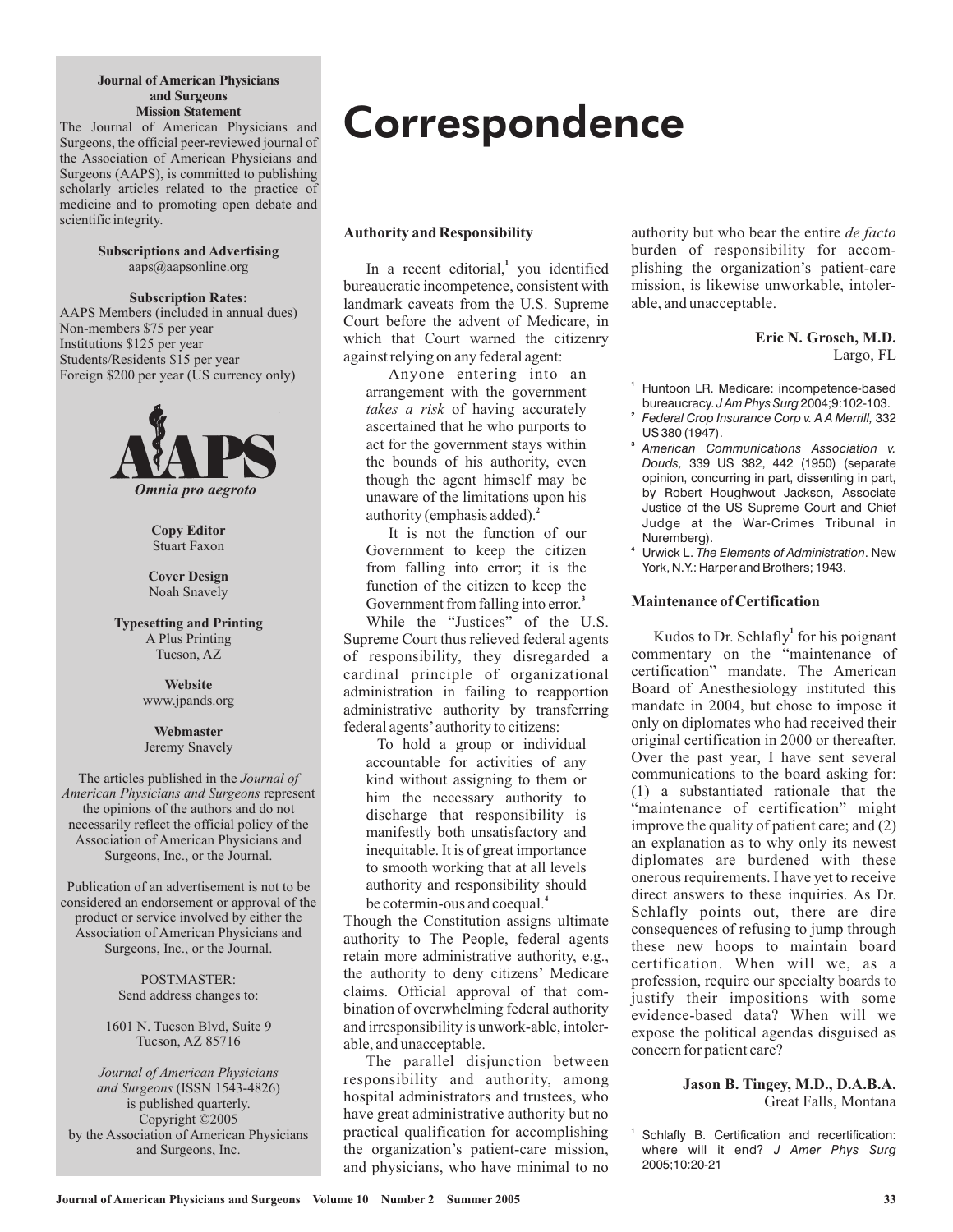**Journal of American Physicians and Surgeons Mission Statement**

The Journal of American Physicians and Surgeons, the official peer-reviewed journal of the Association of American Physicians and Surgeons (AAPS), is committed to publishing scholarly articles related to the practice of medicine and to promoting open debate and scientific integrity.

**Subscriptions and Advertising**
aaps@aapsonline.org

**Subscription Rates:**
AAPS Members (included in annual dues)
Non-members $75 per year
Institutions $125 per year
Students/Residents $15 per year
Foreign $200 per year (US currency only)

AAPS
*Omnia pro aegroto*

**Copy Editor**
Stuart Faxon

**Cover Design**
Noah Snavely

**Typesetting and Printing**
A Plus Printing
Tucson, AZ

**Website**
www.jpands.org

**Webmaster**
Jeremy Snavely

The articles published in the *Journal of American Physicians and Surgeons* represent the opinions of the authors and do not necessarily reflect the official policy of the Association of American Physicians and Surgeons, Inc., or the Journal.

Publication of an advertisement is not to be considered an endorsement or approval of the product or service involved by either the Association of American Physicians and Surgeons, Inc., or the Journal.

POSTMASTER:
Send address changes to:

1601 N. Tucson Blvd, Suite 9
Tucson, AZ 85716

*Journal of American Physicians and Surgeons* (ISSN 1543-4826) is published quarterly.
Copyright ©2005
by the Association of American Physicians and Surgeons, Inc.

# Correspondence

### Authority and Responsibility

In a recent editorial,[1] you identified bureaucratic incompetence, consistent with landmark caveats from the U.S. Supreme Court before the advent of Medicare, in which that Court warned the citizenry against relying on any federal agent:

> Anyone entering into an arrangement with the government *takes a risk* of having accurately ascertained that he who purports to act for the government stays within the bounds of his authority, even though the agent himself may be unaware of the limitations upon his authority (emphasis added).[2]
>
> It is not the function of our Government to keep the citizen from falling into error; it is the function of the citizen to keep the Government from falling into error.[3]

While the "Justices" of the U.S. Supreme Court thus relieved federal agents of responsibility, they disregarded a cardinal principle of organizational administration in failing to reapportion administrative authority by transferring federal agents' authority to citizens:

> To hold a group or individual accountable for activities of any kind without assigning to them or him the necessary authority to discharge that responsibility is manifestly both unsatisfactory and inequitable. It is of great importance to smooth working that at all levels authority and responsibility should be cotermin-ous and coequal.[4]

Though the Constitution assigns ultimate authority to The People, federal agents retain more administrative authority, e.g., the authority to deny citizens' Medicare claims. Official approval of that combination of overwhelming federal authority and irresponsibility is unwork-able, intolerable, and unacceptable.

The parallel disjunction between responsibility and authority, among hospital administrators and trustees, who have great administrative authority but no practical qualification for accomplishing the organization's patient-care mission, and physicians, who have minimal to no authority but who bear the entire *de facto* burden of responsibility for accomplishing the organization's patient-care mission, is likewise unworkable, intolerable, and unacceptable.

**Eric N. Grosch, M.D.**
Largo, FL

[1] Huntoon LR. Medicare: incompetence-based bureaucracy. *J Am Phys Surg* 2004;9:102-103.
[2] *Federal Crop Insurance Corp v. A A Merrill,* 332 US 380 (1947).
[3] *American Communications Association v. Douds,* 339 US 382, 442 (1950) (separate opinion, concurring in part, dissenting in part, by Robert Houghwout Jackson, Associate Justice of the US Supreme Court and Chief Judge at the War-Crimes Tribunal in Nuremberg).
[4] Urwick L. *The Elements of Administration*. New York, N.Y.: Harper and Brothers; 1943.

### Maintenance of Certification

Kudos to Dr. Schlafly[1] for his poignant commentary on the "maintenance of certification" mandate. The American Board of Anesthesiology instituted this mandate in 2004, but chose to impose it only on diplomates who had received their original certification in 2000 or thereafter. Over the past year, I have sent several communications to the board asking for: (1) a substantiated rationale that the "maintenance of certification" might improve the quality of patient care; and (2) an explanation as to why only its newest diplomates are burdened with these onerous requirements. I have yet to receive direct answers to these inquiries. As Dr. Schlafly points out, there are dire consequences of refusing to jump through these new hoops to maintain board certification. When will we, as a profession, require our specialty boards to justify their impositions with some evidence-based data? When will we expose the political agendas disguised as concern for patient care?

**Jason B. Tingey, M.D., D.A.B.A.**
Great Falls, Montana

[1] Schlafly B. Certification and recertification: where will it end? *J Amer Phys Surg* 2005;10:20-21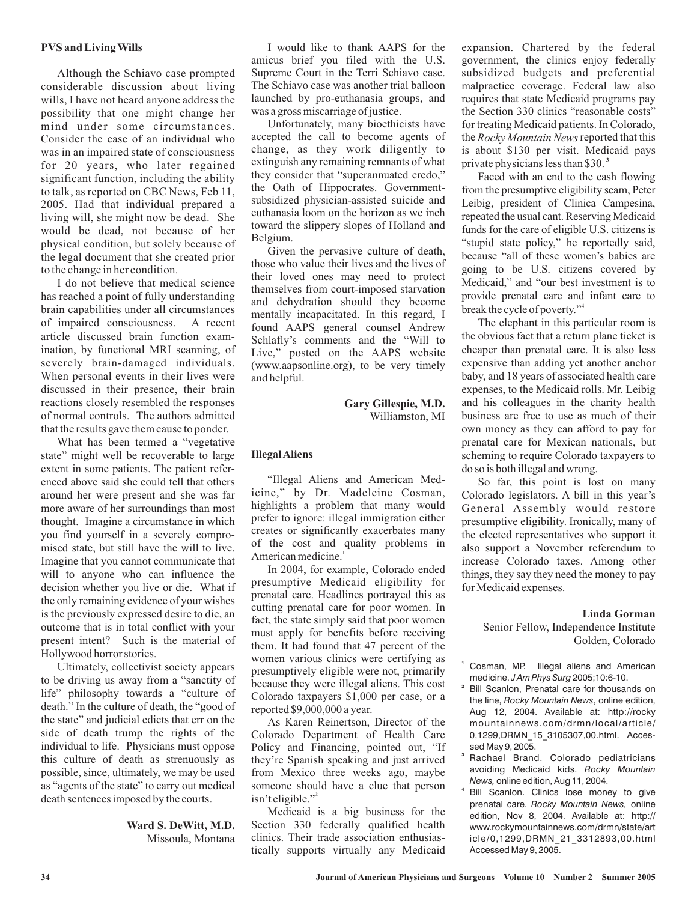## PVS and Living Wills

Although the Schiavo case prompted considerable discussion about living wills, I have not heard anyone address the possibility that one might change her mind under some circumstances. Consider the case of an individual who was in an impaired state of consciousness for 20 years, who later regained significant function, including the ability to talk, as reported on CBC News, Feb 11, 2005. Had that individual prepared a living will, she might now be dead. She would be dead, not because of her physical condition, but solely because of the legal document that she created prior to the change in her condition.

I do not believe that medical science has reached a point of fully understanding brain capabilities under all circumstances of impaired consciousness. A recent article discussed brain function examination, by functional MRI scanning, of severely brain-damaged individuals. When personal events in their lives were discussed in their presence, their brain reactions closely resembled the responses of normal controls. The authors admitted that the results gave them cause to ponder.

What has been termed a "vegetative state" might well be recoverable to large extent in some patients. The patient referenced above said she could tell that others around her were present and she was far more aware of her surroundings than most thought. Imagine a circumstance in which you find yourself in a severely compromised state, but still have the will to live. Imagine that you cannot communicate that will to anyone who can influence the decision whether you live or die. What if the only remaining evidence of your wishes is the previously expressed desire to die, an outcome that is in total conflict with your present intent? Such is the material of Hollywood horror stories.

Ultimately, collectivist society appears to be driving us away from a "sanctity of life" philosophy towards a "culture of death." In the culture of death, the "good of the state" and judicial edicts that err on the side of death trump the rights of the individual to life. Physicians must oppose this culture of death as strenuously as possible, since, ultimately, we may be used as "agents of the state" to carry out medical death sentences imposed by the courts.

**Ward S. DeWitt, M.D.**
Missoula, Montana

I would like to thank AAPS for the amicus brief you filed with the U.S. Supreme Court in the Terri Schiavo case. The Schiavo case was another trial balloon launched by pro-euthanasia groups, and was a gross miscarriage of justice.

Unfortunately, many bioethicists have accepted the call to become agents of change, as they work diligently to extinguish any remaining remnants of what they consider that "superannuated credo," the Oath of Hippocrates. Government-subsidized physician-assisted suicide and euthanasia loom on the horizon as we inch toward the slippery slopes of Holland and Belgium.

Given the pervasive culture of death, those who value their lives and the lives of their loved ones may need to protect themselves from court-imposed starvation and dehydration should they become mentally incapacitated. In this regard, I found AAPS general counsel Andrew Schlafly's comments and the "Will to Live," posted on the AAPS website (www.aapsonline.org), to be very timely and helpful.

**Gary Gillespie, M.D.**
Williamston, MI

## Illegal Aliens

"Illegal Aliens and American Medicine," by Dr. Madeleine Cosman, highlights a problem that many would prefer to ignore: illegal immigration either creates or significantly exacerbates many of the cost and quality problems in American medicine.[1]

In 2004, for example, Colorado ended presumptive Medicaid eligibility for prenatal care. Headlines portrayed this as cutting prenatal care for poor women. In fact, the state simply said that poor women must apply for benefits before receiving them. It had found that 47 percent of the women various clinics were certifying as presumptively eligible were not, primarily because they were illegal aliens. This cost Colorado taxpayers $1,000 per case, or a reported $9,000,000 a year.

As Karen Reinertson, Director of the Colorado Department of Health Care Policy and Financing, pointed out, "If they're Spanish speaking and just arrived from Mexico three weeks ago, maybe someone should have a clue that person isn't eligible."[2]

Medicaid is a big business for the Section 330 federally qualified health clinics. Their trade association enthusiastically supports virtually any Medicaid expansion. Chartered by the federal government, the clinics enjoy federally subsidized budgets and preferential malpractice coverage. Federal law also requires that state Medicaid programs pay the Section 330 clinics "reasonable costs" for treating Medicaid patients. In Colorado, the *Rocky Mountain News* reported that this is about $130 per visit. Medicaid pays private physicians less than $30.[3]

Faced with an end to the cash flowing from the presumptive eligibility scam, Peter Leibig, president of Clinica Campesina, repeated the usual cant. Reserving Medicaid funds for the care of eligible U.S. citizens is "stupid state policy," he reportedly said, because "all of these women's babies are going to be U.S. citizens covered by Medicaid," and "our best investment is to provide prenatal care and infant care to break the cycle of poverty."[4]

The elephant in this particular room is the obvious fact that a return plane ticket is cheaper than prenatal care. It is also less expensive than adding yet another anchor baby, and 18 years of associated health care expenses, to the Medicaid rolls. Mr. Leibig and his colleagues in the charity health business are free to use as much of their own money as they can afford to pay for prenatal care for Mexican nationals, but scheming to require Colorado taxpayers to do so is both illegal and wrong.

So far, this point is lost on many Colorado legislators. A bill in this year's General Assembly would restore presumptive eligibility. Ironically, many of the elected representatives who support it also support a November referendum to increase Colorado taxes. Among other things, they say they need the money to pay for Medicaid expenses.

**Linda Gorman**
Senior Fellow, Independence Institute
Golden, Colorado

1. Cosman, MP. Illegal aliens and American medicine. *J Am Phys Surg* 2005;10:6-10.
2. Bill Scanlon, Prenatal care for thousands on the line, *Rocky Mountain News*, online edition, Aug 12, 2004. Available at: http://rockymountainnews.com/drmn/local/article/0,1299,DRMN_15_3105307,00.html. Accessed May 9, 2005.
3. Rachael Brand. Colorado pediatricians avoiding Medicaid kids. *Rocky Mountain News,* online edition, Aug 11, 2004.
4. Bill Scanlon. Clinics lose money to give prenatal care. *Rocky Mountain News,* online edition, Nov 8, 2004. Available at: http://www.rockymountainnews.com/drmn/state/article/0,1299,DRMN_21_3312893,00.html Accessed May 9, 2005.